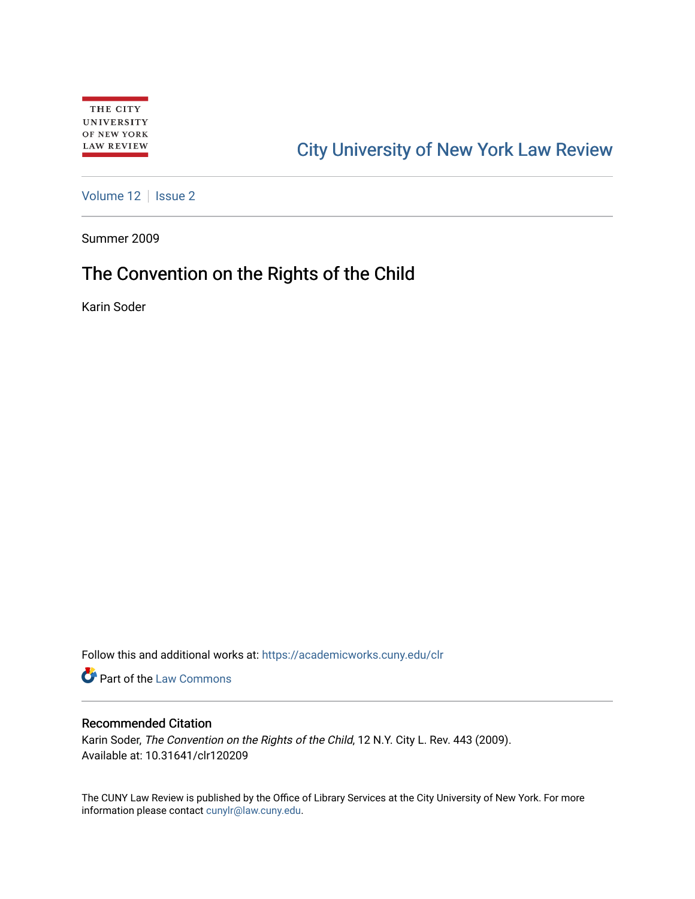THE CITY UNIVERSITY OF NEW YORK LAW REVIEW

City University of New York Law Review

Volume 12 | Issue 2

Summer 2009

# The Convention on the Rights of the Child

Karin Soder

Follow this and additional works at: https://academicworks.cuny.edu/clr

Part of the Law Commons

## Recommended Citation

Karin Soder, *The Convention on the Rights of the Child*, 12 N.Y. City L. Rev. 443 (2009).
Available at: 10.31641/clr120209

The CUNY Law Review is published by the Office of Library Services at the City University of New York. For more information please contact cunylr@law.cuny.edu.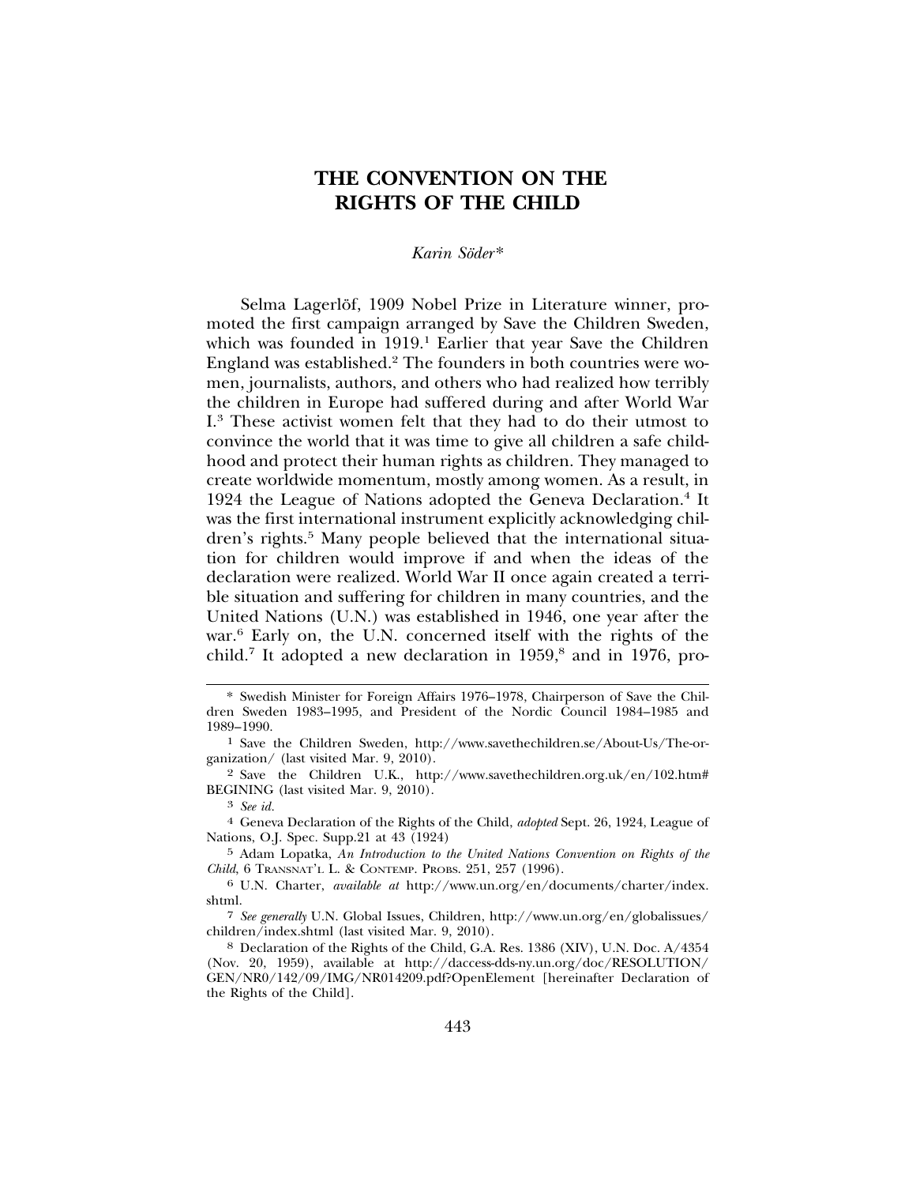# THE CONVENTION ON THE RIGHTS OF THE CHILD

*Karin Söder\**

Selma Lagerlöf, 1909 Nobel Prize in Literature winner, promoted the first campaign arranged by Save the Children Sweden, which was founded in 1919.[1] Earlier that year Save the Children England was established.[2] The founders in both countries were women, journalists, authors, and others who had realized how terribly the children in Europe had suffered during and after World War I.[3] These activist women felt that they had to do their utmost to convince the world that it was time to give all children a safe childhood and protect their human rights as children. They managed to create worldwide momentum, mostly among women. As a result, in 1924 the League of Nations adopted the Geneva Declaration.[4] It was the first international instrument explicitly acknowledging children's rights.[5] Many people believed that the international situation for children would improve if and when the ideas of the declaration were realized. World War II once again created a terrible situation and suffering for children in many countries, and the United Nations (U.N.) was established in 1946, one year after the war.[6] Early on, the U.N. concerned itself with the rights of the child.[7] It adopted a new declaration in 1959,[8] and in 1976, pro-

---

\* Swedish Minister for Foreign Affairs 1976–1978, Chairperson of Save the Children Sweden 1983–1995, and President of the Nordic Council 1984–1985 and 1989–1990.

1 Save the Children Sweden, http://www.savethechildren.se/About-Us/The-organization/ (last visited Mar. 9, 2010).

2 Save the Children U.K., http://www.savethechildren.org.uk/en/102.htm#BEGINING (last visited Mar. 9, 2010).

3 *See id.*

4 Geneva Declaration of the Rights of the Child, *adopted* Sept. 26, 1924, League of Nations, O.J. Spec. Supp.21 at 43 (1924)

5 Adam Lopatka, *An Introduction to the United Nations Convention on Rights of the Child*, 6 Transnat'l L. & Contemp. Probs. 251, 257 (1996).

6 U.N. Charter, *available at* http://www.un.org/en/documents/charter/index.shtml.

7 *See generally* U.N. Global Issues, Children, http://www.un.org/en/globalissues/children/index.shtml (last visited Mar. 9, 2010).

8 Declaration of the Rights of the Child, G.A. Res. 1386 (XIV), U.N. Doc. A/4354 (Nov. 20, 1959), available at http://daccess-dds-ny.un.org/doc/RESOLUTION/GEN/NR0/142/09/IMG/NR014209.pdf?OpenElement [hereinafter Declaration of the Rights of the Child].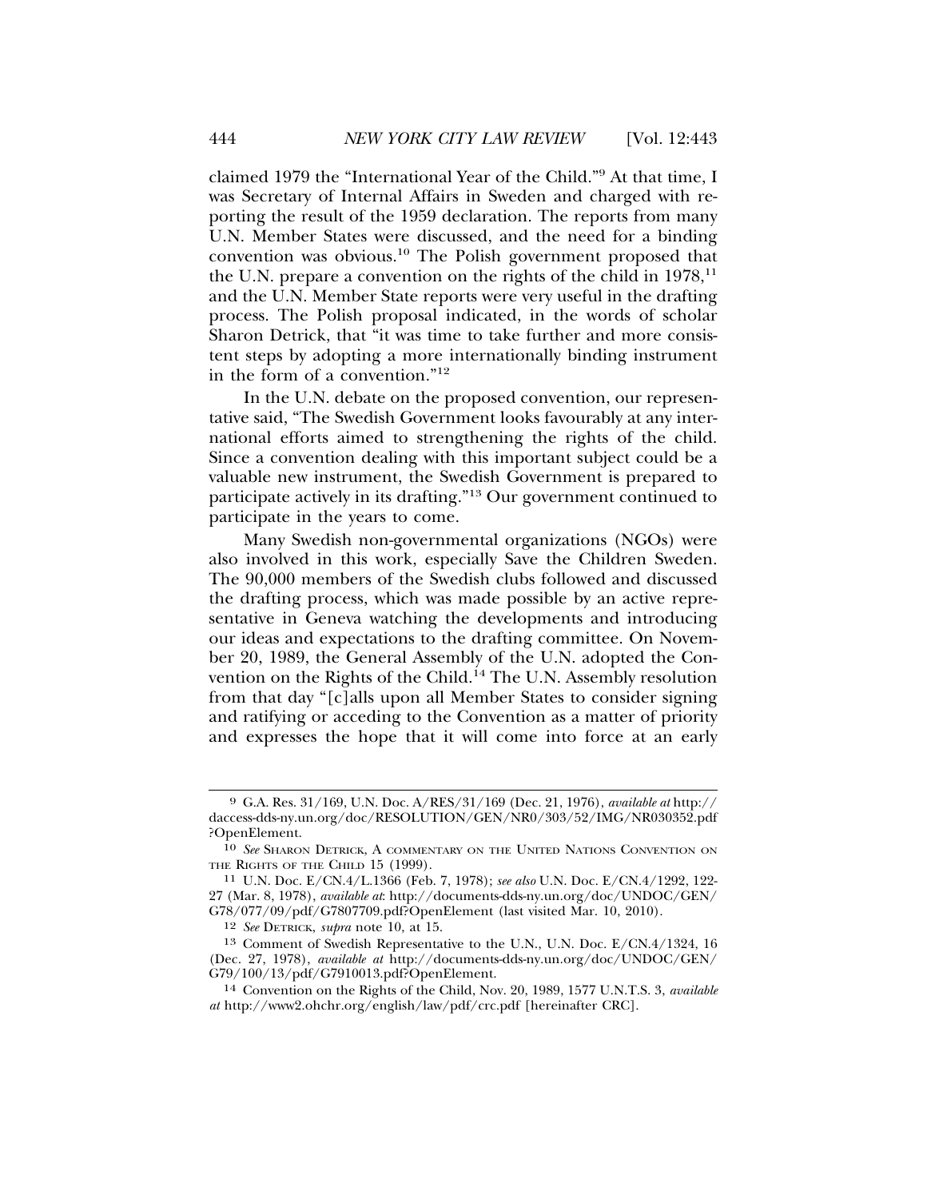claimed 1979 the "International Year of the Child."[9] At that time, I was Secretary of Internal Affairs in Sweden and charged with reporting the result of the 1959 declaration. The reports from many U.N. Member States were discussed, and the need for a binding convention was obvious.[10] The Polish government proposed that the U.N. prepare a convention on the rights of the child in 1978,[11] and the U.N. Member State reports were very useful in the drafting process. The Polish proposal indicated, in the words of scholar Sharon Detrick, that "it was time to take further and more consistent steps by adopting a more internationally binding instrument in the form of a convention."[12]

In the U.N. debate on the proposed convention, our representative said, "The Swedish Government looks favourably at any international efforts aimed to strengthening the rights of the child. Since a convention dealing with this important subject could be a valuable new instrument, the Swedish Government is prepared to participate actively in its drafting."[13] Our government continued to participate in the years to come.

Many Swedish non-governmental organizations (NGOs) were also involved in this work, especially Save the Children Sweden. The 90,000 members of the Swedish clubs followed and discussed the drafting process, which was made possible by an active representative in Geneva watching the developments and introducing our ideas and expectations to the drafting committee. On November 20, 1989, the General Assembly of the U.N. adopted the Convention on the Rights of the Child.[14] The U.N. Assembly resolution from that day "[c]alls upon all Member States to consider signing and ratifying or acceding to the Convention as a matter of priority and expresses the hope that it will come into force at an early

---

9 G.A. Res. 31/169, U.N. Doc. A/RES/31/169 (Dec. 21, 1976), *available at* http://daccess-dds-ny.un.org/doc/RESOLUTION/GEN/NR0/303/52/IMG/NR030352.pdf?OpenElement.

10 *See* SHARON DETRICK, A COMMENTARY ON THE UNITED NATIONS CONVENTION ON THE RIGHTS OF THE CHILD 15 (1999).

11 U.N. Doc. E/CN.4/L.1366 (Feb. 7, 1978); *see also* U.N. Doc. E/CN.4/1292, 122-27 (Mar. 8, 1978), *available at*: http://documents-dds-ny.un.org/doc/UNDOC/GEN/G78/077/09/pdf/G7807709.pdf?OpenElement (last visited Mar. 10, 2010).

12 *See* DETRICK, *supra* note 10, at 15.

13 Comment of Swedish Representative to the U.N., U.N. Doc. E/CN.4/1324, 16 (Dec. 27, 1978), *available at* http://documents-dds-ny.un.org/doc/UNDOC/GEN/G79/100/13/pdf/G7910013.pdf?OpenElement.

14 Convention on the Rights of the Child, Nov. 20, 1989, 1577 U.N.T.S. 3, *available at* http://www2.ohchr.org/english/law/pdf/crc.pdf [hereinafter CRC].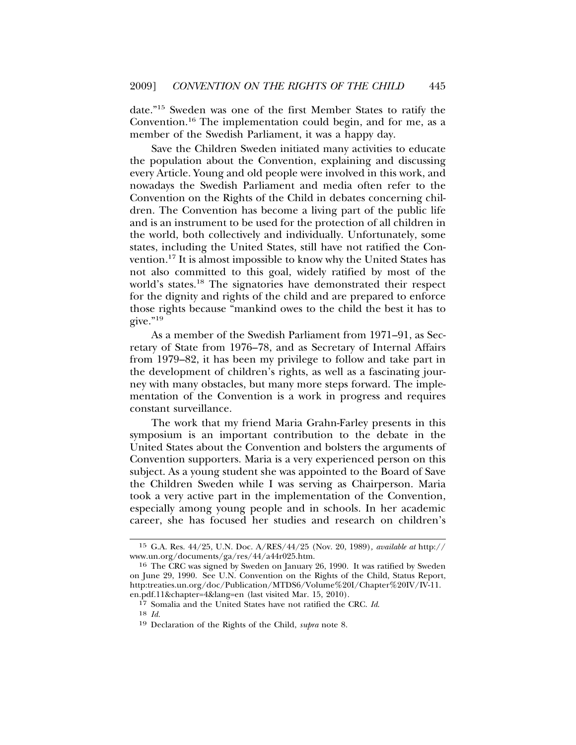date."[15] Sweden was one of the first Member States to ratify the Convention.[16] The implementation could begin, and for me, as a member of the Swedish Parliament, it was a happy day.

Save the Children Sweden initiated many activities to educate the population about the Convention, explaining and discussing every Article. Young and old people were involved in this work, and nowadays the Swedish Parliament and media often refer to the Convention on the Rights of the Child in debates concerning children. The Convention has become a living part of the public life and is an instrument to be used for the protection of all children in the world, both collectively and individually. Unfortunately, some states, including the United States, still have not ratified the Convention.[17] It is almost impossible to know why the United States has not also committed to this goal, widely ratified by most of the world's states.[18] The signatories have demonstrated their respect for the dignity and rights of the child and are prepared to enforce those rights because "mankind owes to the child the best it has to give."[19]

As a member of the Swedish Parliament from 1971–91, as Secretary of State from 1976–78, and as Secretary of Internal Affairs from 1979–82, it has been my privilege to follow and take part in the development of children's rights, as well as a fascinating journey with many obstacles, but many more steps forward. The implementation of the Convention is a work in progress and requires constant surveillance.

The work that my friend Maria Grahn-Farley presents in this symposium is an important contribution to the debate in the United States about the Convention and bolsters the arguments of Convention supporters. Maria is a very experienced person on this subject. As a young student she was appointed to the Board of Save the Children Sweden while I was serving as Chairperson. Maria took a very active part in the implementation of the Convention, especially among young people and in schools. In her academic career, she has focused her studies and research on children's

---

[15] G.A. Res. 44/25, U.N. Doc. A/RES/44/25 (Nov. 20, 1989), *available at* http://www.un.org/documents/ga/res/44/a44r025.htm.

[16] The CRC was signed by Sweden on January 26, 1990. It was ratified by Sweden on June 29, 1990. See U.N. Convention on the Rights of the Child, Status Report, http:treaties.un.org/doc/Publication/MTDS6/Volume%20I/Chapter%20IV/IV-11.en.pdf.11&chapter=4&lang=en (last visited Mar. 15, 2010).

[17] Somalia and the United States have not ratified the CRC. *Id.*

[18] *Id.*

[19] Declaration of the Rights of the Child, *supra* note 8.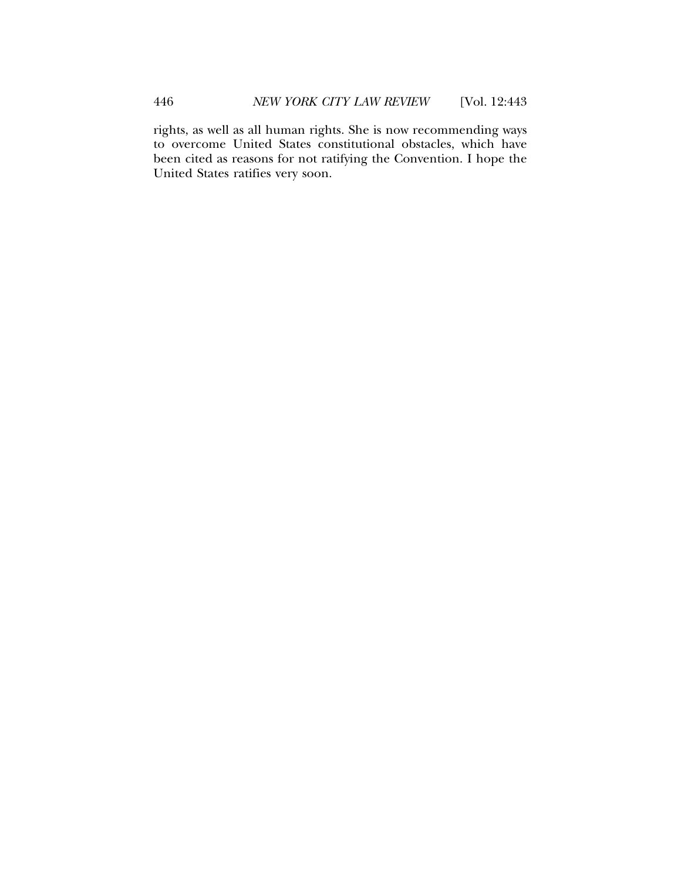rights, as well as all human rights. She is now recommending ways to overcome United States constitutional obstacles, which have been cited as reasons for not ratifying the Convention. I hope the United States ratifies very soon.